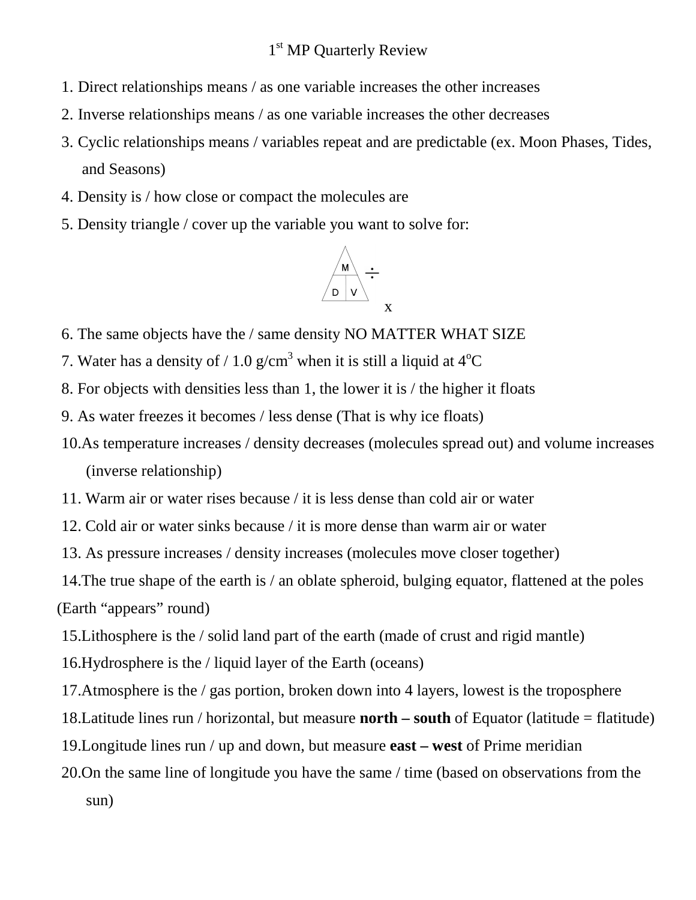# 1st MP Quarterly Review

1. Direct relationships means / as one variable increases the other increases
2. Inverse relationships means / as one variable increases the other decreases
3. Cyclic relationships means / variables repeat and are predictable (ex. Moon Phases, Tides, and Seasons)
4. Density is / how close or compact the molecules are
5. Density triangle / cover up the variable you want to solve for:

   M ÷
   D V
   x

6. The same objects have the / same density NO MATTER WHAT SIZE
7. Water has a density of / 1.0 g/cm$^3$ when it is still a liquid at 4$^o$C
8. For objects with densities less than 1, the lower it is / the higher it floats
9. As water freezes it becomes / less dense (That is why ice floats)
10. As temperature increases / density decreases (molecules spread out) and volume increases (inverse relationship)
11. Warm air or water rises because / it is less dense than cold air or water
12. Cold air or water sinks because / it is more dense than warm air or water
13. As pressure increases / density increases (molecules move closer together)
14. The true shape of the earth is / an oblate spheroid, bulging equator, flattened at the poles (Earth "appears" round)
15. Lithosphere is the / solid land part of the earth (made of crust and rigid mantle)
16. Hydrosphere is the / liquid layer of the Earth (oceans)
17. Atmosphere is the / gas portion, broken down into 4 layers, lowest is the troposphere
18. Latitude lines run / horizontal, but measure **north – south** of Equator (latitude = flatitude)
19. Longitude lines run / up and down, but measure **east – west** of Prime meridian
20. On the same line of longitude you have the same / time (based on observations from the sun)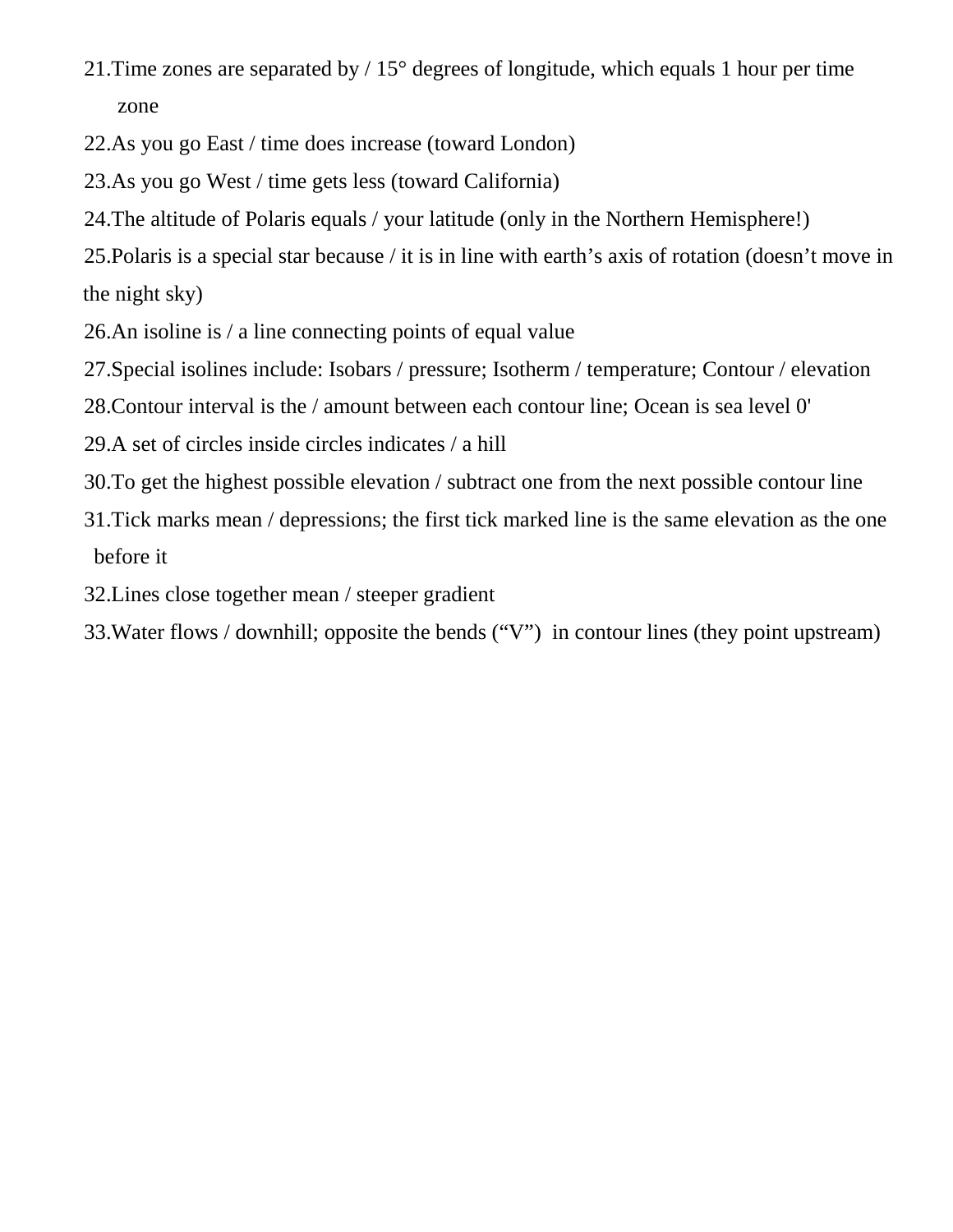21. Time zones are separated by / 15° degrees of longitude, which equals 1 hour per time zone
22. As you go East / time does increase (toward London)
23. As you go West / time gets less (toward California)
24. The altitude of Polaris equals / your latitude (only in the Northern Hemisphere!)
25. Polaris is a special star because / it is in line with earth's axis of rotation (doesn't move in the night sky)
26. An isoline is / a line connecting points of equal value
27. Special isolines include: Isobars / pressure; Isotherm / temperature; Contour / elevation
28. Contour interval is the / amount between each contour line; Ocean is sea level 0'
29. A set of circles inside circles indicates / a hill
30. To get the highest possible elevation / subtract one from the next possible contour line
31. Tick marks mean / depressions; the first tick marked line is the same elevation as the one before it
32. Lines close together mean / steeper gradient
33. Water flows / downhill; opposite the bends ("V") in contour lines (they point upstream)